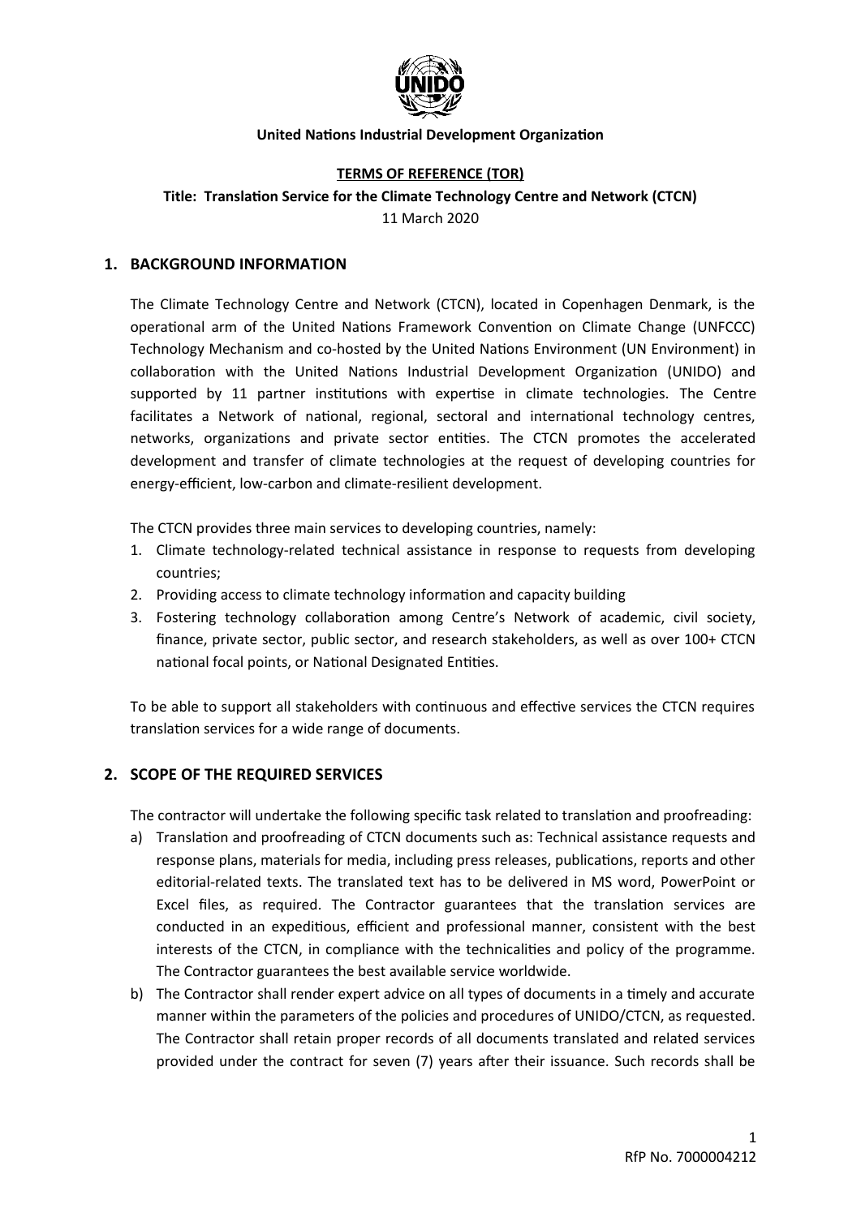**United Nations Industrial Development Organization**

**TERMS OF REFERENCE (TOR)**

**Title: Translation Service for the Climate Technology Centre and Network (CTCN)**

11 March 2020

## 1. BACKGROUND INFORMATION

The Climate Technology Centre and Network (CTCN), located in Copenhagen Denmark, is the operational arm of the United Nations Framework Convention on Climate Change (UNFCCC) Technology Mechanism and co-hosted by the United Nations Environment (UN Environment) in collaboration with the United Nations Industrial Development Organization (UNIDO) and supported by 11 partner institutions with expertise in climate technologies. The Centre facilitates a Network of national, regional, sectoral and international technology centres, networks, organizations and private sector entities. The CTCN promotes the accelerated development and transfer of climate technologies at the request of developing countries for energy-efficient, low-carbon and climate-resilient development.

The CTCN provides three main services to developing countries, namely:

1. Climate technology-related technical assistance in response to requests from developing countries;
2. Providing access to climate technology information and capacity building
3. Fostering technology collaboration among Centre's Network of academic, civil society, finance, private sector, public sector, and research stakeholders, as well as over 100+ CTCN national focal points, or National Designated Entities.

To be able to support all stakeholders with continuous and effective services the CTCN requires translation services for a wide range of documents.

## 2. SCOPE OF THE REQUIRED SERVICES

The contractor will undertake the following specific task related to translation and proofreading:

a) Translation and proofreading of CTCN documents such as: Technical assistance requests and response plans, materials for media, including press releases, publications, reports and other editorial-related texts. The translated text has to be delivered in MS word, PowerPoint or Excel files, as required. The Contractor guarantees that the translation services are conducted in an expeditious, efficient and professional manner, consistent with the best interests of the CTCN, in compliance with the technicalities and policy of the programme. The Contractor guarantees the best available service worldwide.

b) The Contractor shall render expert advice on all types of documents in a timely and accurate manner within the parameters of the policies and procedures of UNIDO/CTCN, as requested. The Contractor shall retain proper records of all documents translated and related services provided under the contract for seven (7) years after their issuance. Such records shall be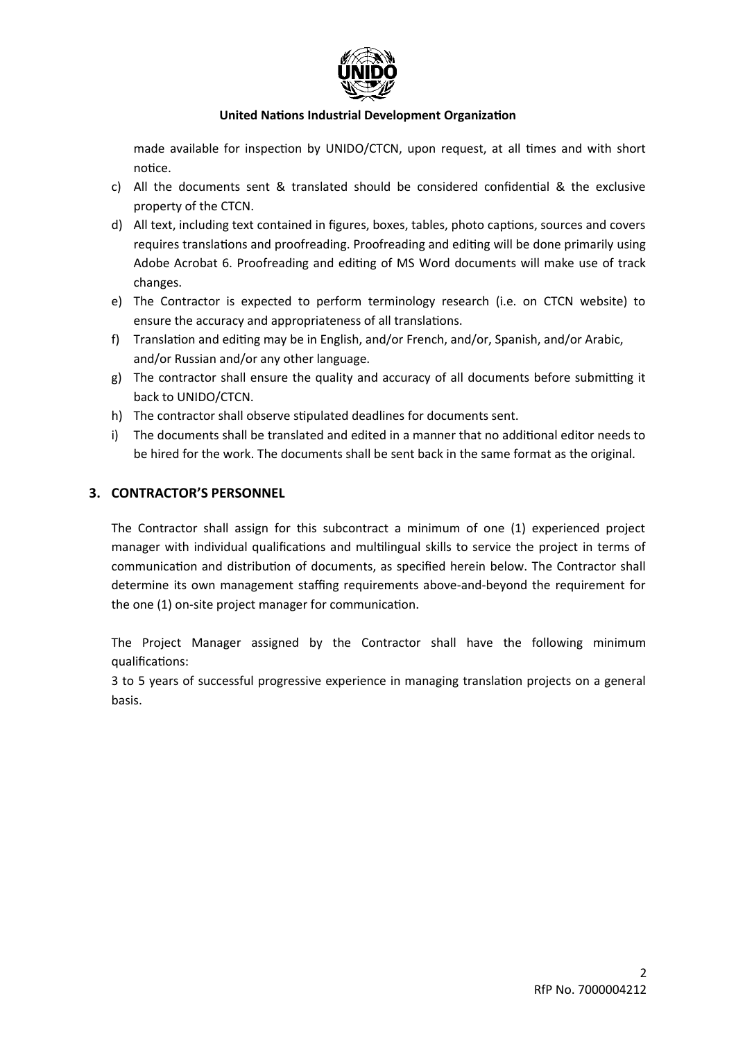made available for inspection by UNIDO/CTCN, upon request, at all times and with short notice.

c) All the documents sent & translated should be considered confidential & the exclusive property of the CTCN.
d) All text, including text contained in figures, boxes, tables, photo captions, sources and covers requires translations and proofreading. Proofreading and editing will be done primarily using Adobe Acrobat 6. Proofreading and editing of MS Word documents will make use of track changes.
e) The Contractor is expected to perform terminology research (i.e. on CTCN website) to ensure the accuracy and appropriateness of all translations.
f) Translation and editing may be in English, and/or French, and/or, Spanish, and/or Arabic, and/or Russian and/or any other language.
g) The contractor shall ensure the quality and accuracy of all documents before submitting it back to UNIDO/CTCN.
h) The contractor shall observe stipulated deadlines for documents sent.
i) The documents shall be translated and edited in a manner that no additional editor needs to be hired for the work. The documents shall be sent back in the same format as the original.

## 3. CONTRACTOR'S PERSONNEL

The Contractor shall assign for this subcontract a minimum of one (1) experienced project manager with individual qualifications and multilingual skills to service the project in terms of communication and distribution of documents, as specified herein below. The Contractor shall determine its own management staffing requirements above-and-beyond the requirement for the one (1) on-site project manager for communication.

The Project Manager assigned by the Contractor shall have the following minimum qualifications:

3 to 5 years of successful progressive experience in managing translation projects on a general basis.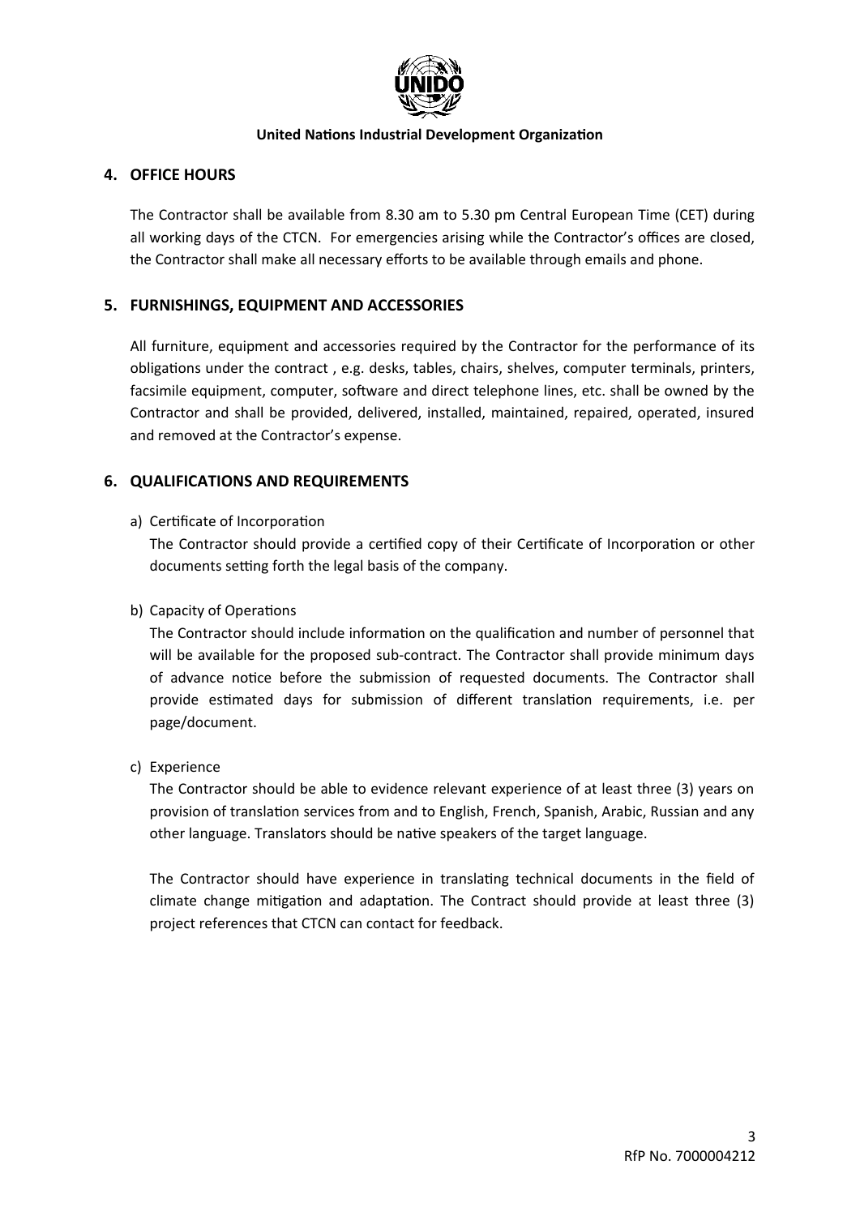## 4. OFFICE HOURS

The Contractor shall be available from 8.30 am to 5.30 pm Central European Time (CET) during all working days of the CTCN. For emergencies arising while the Contractor's offices are closed, the Contractor shall make all necessary efforts to be available through emails and phone.

## 5. FURNISHINGS, EQUIPMENT AND ACCESSORIES

All furniture, equipment and accessories required by the Contractor for the performance of its obligations under the contract , e.g. desks, tables, chairs, shelves, computer terminals, printers, facsimile equipment, computer, software and direct telephone lines, etc. shall be owned by the Contractor and shall be provided, delivered, installed, maintained, repaired, operated, insured and removed at the Contractor's expense.

## 6. QUALIFICATIONS AND REQUIREMENTS

a) Certificate of Incorporation

The Contractor should provide a certified copy of their Certificate of Incorporation or other documents setting forth the legal basis of the company.

b) Capacity of Operations

The Contractor should include information on the qualification and number of personnel that will be available for the proposed sub-contract. The Contractor shall provide minimum days of advance notice before the submission of requested documents. The Contractor shall provide estimated days for submission of different translation requirements, i.e. per page/document.

c) Experience

The Contractor should be able to evidence relevant experience of at least three (3) years on provision of translation services from and to English, French, Spanish, Arabic, Russian and any other language. Translators should be native speakers of the target language.

The Contractor should have experience in translating technical documents in the field of climate change mitigation and adaptation. The Contract should provide at least three (3) project references that CTCN can contact for feedback.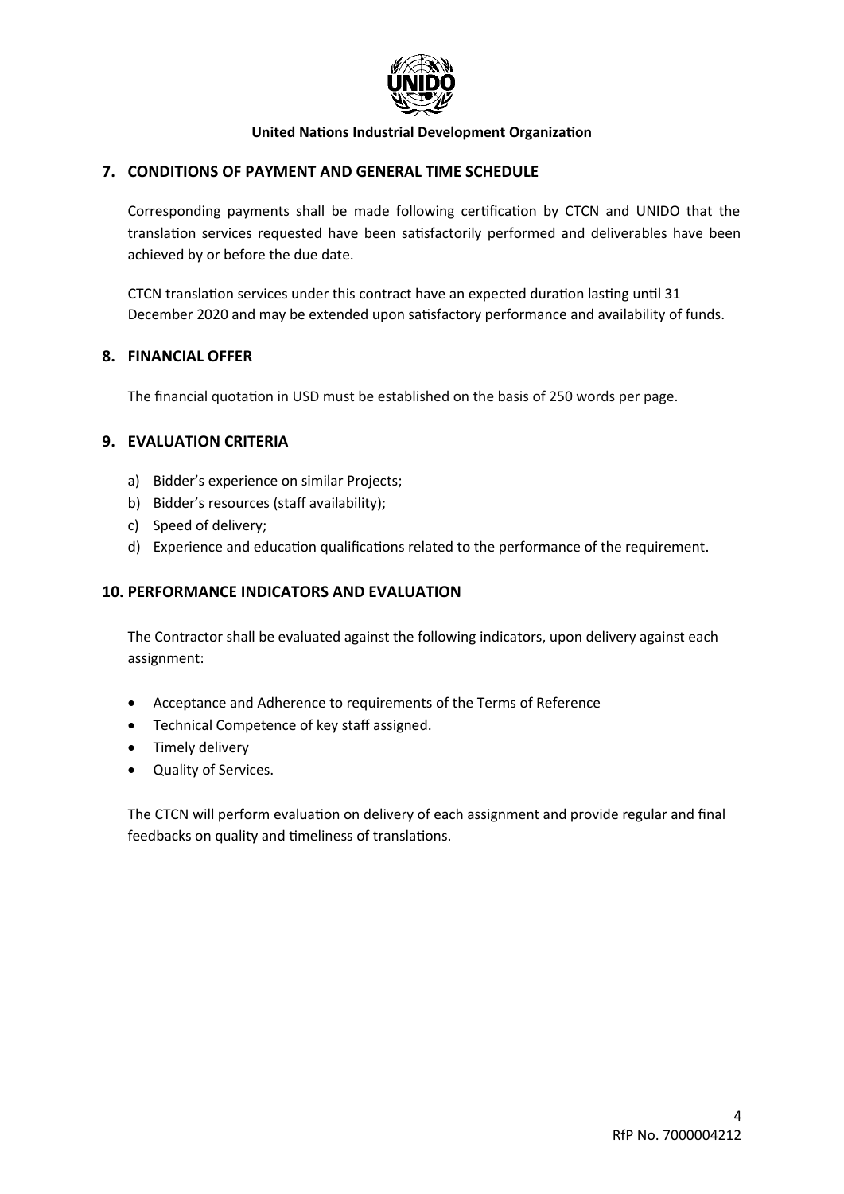## 7. CONDITIONS OF PAYMENT AND GENERAL TIME SCHEDULE

Corresponding payments shall be made following certification by CTCN and UNIDO that the translation services requested have been satisfactorily performed and deliverables have been achieved by or before the due date.

CTCN translation services under this contract have an expected duration lasting until 31 December 2020 and may be extended upon satisfactory performance and availability of funds.

## 8. FINANCIAL OFFER

The financial quotation in USD must be established on the basis of 250 words per page.

## 9. EVALUATION CRITERIA

a) Bidder's experience on similar Projects;
b) Bidder's resources (staff availability);
c) Speed of delivery;
d) Experience and education qualifications related to the performance of the requirement.

## 10. PERFORMANCE INDICATORS AND EVALUATION

The Contractor shall be evaluated against the following indicators, upon delivery against each assignment:

- Acceptance and Adherence to requirements of the Terms of Reference
- Technical Competence of key staff assigned.
- Timely delivery
- Quality of Services.

The CTCN will perform evaluation on delivery of each assignment and provide regular and final feedbacks on quality and timeliness of translations.